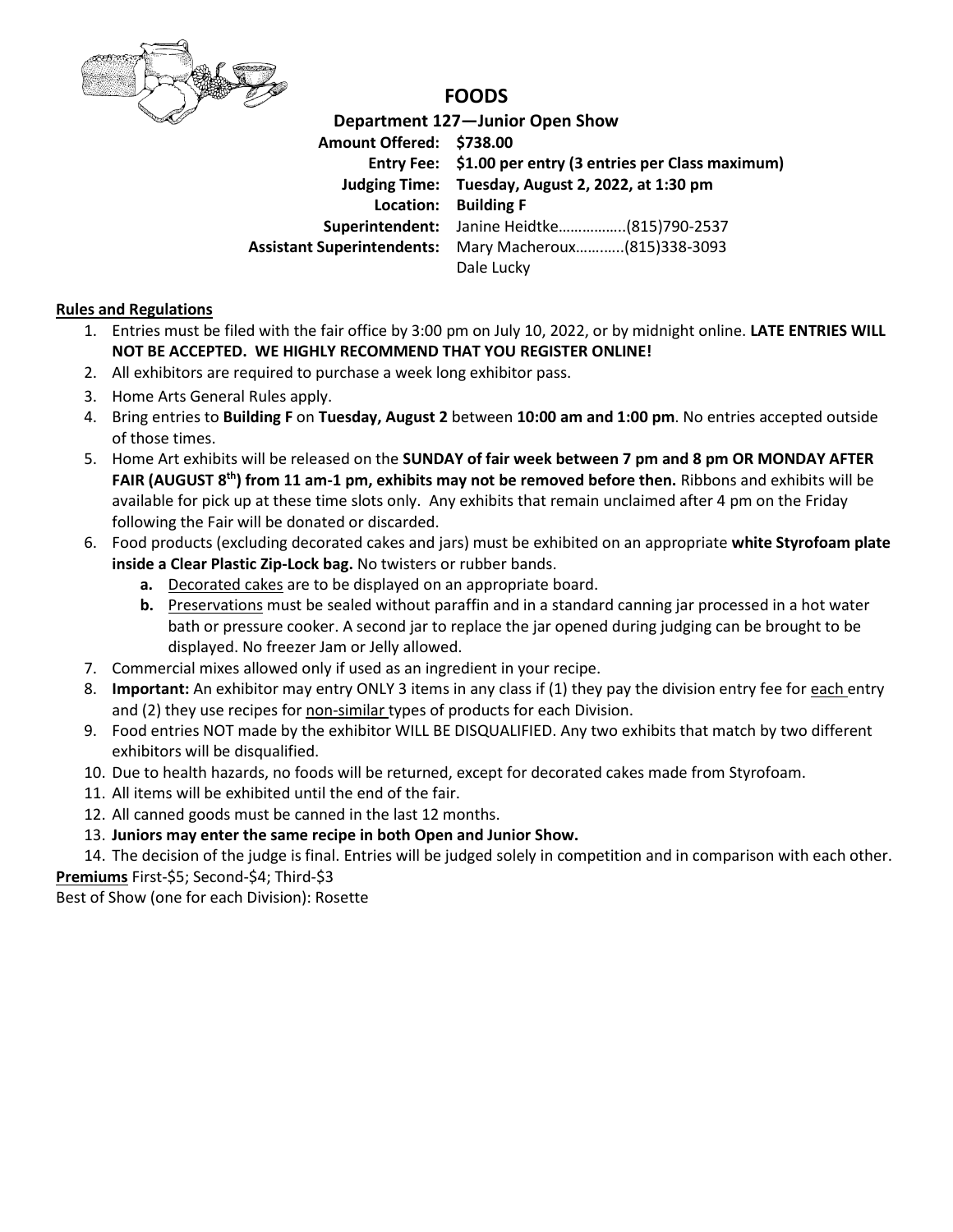# FOODS

**Department 127—Junior Open Show**

**Amount Offered:** **$738.00**
**Entry Fee:** **$1.00 per entry (3 entries per Class maximum)**
**Judging Time:** **Tuesday, August 2, 2022, at 1:30 pm**
**Location:** **Building F**
**Superintendent:** Janine Heidtke……………..(815)790-2537
**Assistant Superintendents:** Mary Macheroux………..(815)338-3093
Dale Lucky

**Rules and Regulations**

1. Entries must be filed with the fair office by 3:00 pm on July 10, 2022, or by midnight online. **LATE ENTRIES WILL NOT BE ACCEPTED. WE HIGHLY RECOMMEND THAT YOU REGISTER ONLINE!**
2. All exhibitors are required to purchase a week long exhibitor pass.
3. Home Arts General Rules apply.
4. Bring entries to **Building F** on **Tuesday, August 2** between **10:00 am and 1:00 pm**. No entries accepted outside of those times.
5. Home Art exhibits will be released on the **SUNDAY of fair week between 7 pm and 8 pm OR MONDAY AFTER FAIR (AUGUST 8th) from 11 am-1 pm, exhibits may not be removed before then.** Ribbons and exhibits will be available for pick up at these time slots only. Any exhibits that remain unclaimed after 4 pm on the Friday following the Fair will be donated or discarded.
6. Food products (excluding decorated cakes and jars) must be exhibited on an appropriate **white Styrofoam plate inside a Clear Plastic Zip-Lock bag.** No twisters or rubber bands.
   - **a.** Decorated cakes are to be displayed on an appropriate board.
   - **b.** Preservations must be sealed without paraffin and in a standard canning jar processed in a hot water bath or pressure cooker. A second jar to replace the jar opened during judging can be brought to be displayed. No freezer Jam or Jelly allowed.
7. Commercial mixes allowed only if used as an ingredient in your recipe.
8. **Important:** An exhibitor may entry ONLY 3 items in any class if (1) they pay the division entry fee for each entry and (2) they use recipes for non-similar types of products for each Division.
9. Food entries NOT made by the exhibitor WILL BE DISQUALIFIED. Any two exhibits that match by two different exhibitors will be disqualified.
10. Due to health hazards, no foods will be returned, except for decorated cakes made from Styrofoam.
11. All items will be exhibited until the end of the fair.
12. All canned goods must be canned in the last 12 months.
13. **Juniors may enter the same recipe in both Open and Junior Show.**
14. The decision of the judge is final. Entries will be judged solely in competition and in comparison with each other.

**Premiums** First-$5; Second-$4; Third-$3

Best of Show (one for each Division): Rosette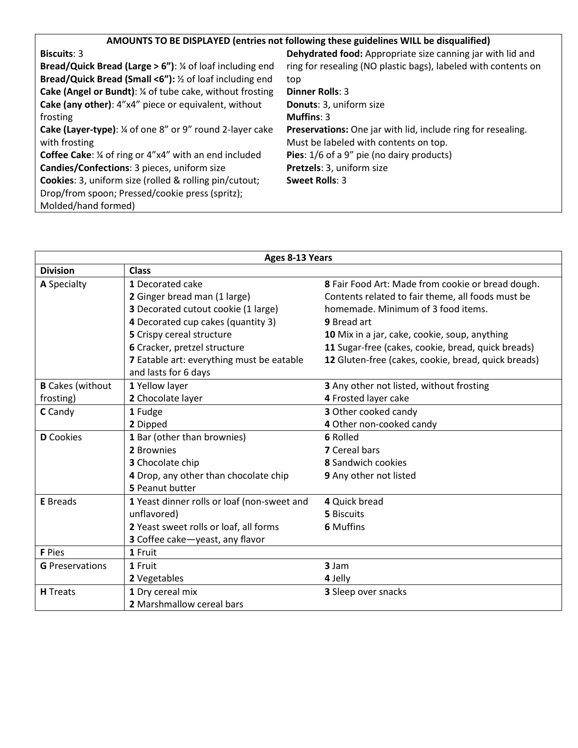| AMOUNTS TO BE DISPLAYED (entries not following these guidelines WILL be disqualified) | |
|---|---|
| **Biscuits**: 3<br>**Bread/Quick Bread (Large > 6")**: ¼ of loaf including end<br>**Bread/Quick Bread (Small <6"):** ½ of loaf including end<br>**Cake (Angel or Bundt)**: ¼ of tube cake, without frosting<br>**Cake (any other)**: 4"x4" piece or equivalent, without frosting<br>**Cake (Layer-type)**: ¼ of one 8" or 9" round 2-layer cake with frosting<br>**Coffee Cake**: ¼ of ring or 4"x4" with an end included<br>**Candies/Confections**: 3 pieces, uniform size<br>**Cookies**: 3, uniform size (rolled & rolling pin/cutout; Drop/from spoon; Pressed/cookie press (spritz); Molded/hand formed) | **Dehydrated food:** Appropriate size canning jar with lid and ring for resealing (NO plastic bags), labeled with contents on top<br>**Dinner Rolls**: 3<br>**Donuts**: 3, uniform size<br>**Muffins**: 3<br>**Preservations:** One jar with lid, include ring for resealing. Must be labeled with contents on top.<br>**Pies**: 1/6 of a 9" pie (no dairy products)<br>**Pretzels**: 3, uniform size<br>**Sweet Rolls**: 3 |

| Ages 8-13 Years | | |
|---|---|---|
| **Division** | **Class** | |
| **A** Specialty | **1** Decorated cake<br>**2** Ginger bread man (1 large)<br>**3** Decorated cutout cookie (1 large)<br>**4** Decorated cup cakes (quantity 3)<br>**5** Crispy cereal structure<br>**6** Cracker, pretzel structure<br>**7** Eatable art: everything must be eatable and lasts for 6 days | **8** Fair Food Art: Made from cookie or bread dough. Contents related to fair theme, all foods must be homemade. Minimum of 3 food items.<br>**9** Bread art<br>**10** Mix in a jar, cake, cookie, soup, anything<br>**11** Sugar-free (cakes, cookie, bread, quick breads)<br>**12** Gluten-free (cakes, cookie, bread, quick breads) |
| **B** Cakes (without frosting) | **1** Yellow layer<br>**2** Chocolate layer | **3** Any other not listed, without frosting<br>**4** Frosted layer cake |
| **C** Candy | **1** Fudge<br>**2** Dipped | **3** Other cooked candy<br>**4** Other non-cooked candy |
| **D** Cookies | **1** Bar (other than brownies)<br>**2** Brownies<br>**3** Chocolate chip<br>**4** Drop, any other than chocolate chip<br>**5** Peanut butter | **6** Rolled<br>**7** Cereal bars<br>**8** Sandwich cookies<br>**9** Any other not listed |
| **E** Breads | **1** Yeast dinner rolls or loaf (non-sweet and unflavored)<br>**2** Yeast sweet rolls or loaf, all forms<br>**3** Coffee cake—yeast, any flavor | **4** Quick bread<br>**5** Biscuits<br>**6** Muffins |
| **F** Pies | **1** Fruit | |
| **G** Preservations | **1** Fruit<br>**2** Vegetables | **3** Jam<br>**4** Jelly |
| **H** Treats | **1** Dry cereal mix<br>**2** Marshmallow cereal bars | **3** Sleep over snacks |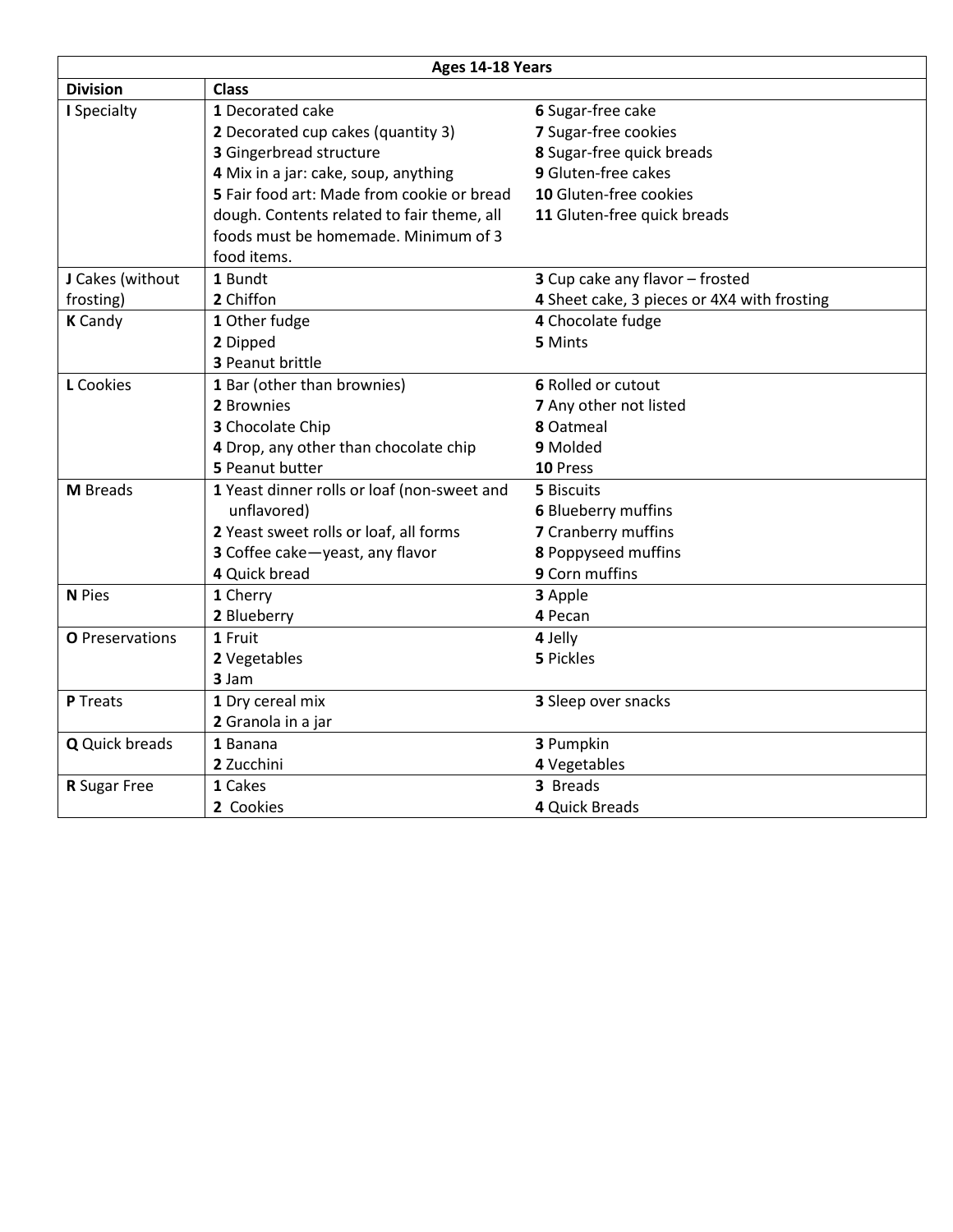| Ages 14-18 Years | | |
|---|---|---|
| **Division** | **Class** | |
| **I** Specialty | **1** Decorated cake<br>**2** Decorated cup cakes (quantity 3)<br>**3** Gingerbread structure<br>**4** Mix in a jar: cake, soup, anything<br>**5** Fair food art: Made from cookie or bread dough. Contents related to fair theme, all foods must be homemade. Minimum of 3 food items. | **6** Sugar-free cake<br>**7** Sugar-free cookies<br>**8** Sugar-free quick breads<br>**9** Gluten-free cakes<br>**10** Gluten-free cookies<br>**11** Gluten-free quick breads |
| **J** Cakes (without frosting) | **1** Bundt<br>**2** Chiffon | **3** Cup cake any flavor – frosted<br>**4** Sheet cake, 3 pieces or 4X4 with frosting |
| **K** Candy | **1** Other fudge<br>**2** Dipped<br>**3** Peanut brittle | **4** Chocolate fudge<br>**5** Mints |
| **L** Cookies | **1** Bar (other than brownies)<br>**2** Brownies<br>**3** Chocolate Chip<br>**4** Drop, any other than chocolate chip<br>**5** Peanut butter | **6** Rolled or cutout<br>**7** Any other not listed<br>**8** Oatmeal<br>**9** Molded<br>**10** Press |
| **M** Breads | **1** Yeast dinner rolls or loaf (non-sweet and unflavored)<br>**2** Yeast sweet rolls or loaf, all forms<br>**3** Coffee cake—yeast, any flavor<br>**4** Quick bread | **5** Biscuits<br>**6** Blueberry muffins<br>**7** Cranberry muffins<br>**8** Poppyseed muffins<br>**9** Corn muffins |
| **N** Pies | **1** Cherry<br>**2** Blueberry | **3** Apple<br>**4** Pecan |
| **O** Preservations | **1** Fruit<br>**2** Vegetables<br>**3** Jam | **4** Jelly<br>**5** Pickles |
| **P** Treats | **1** Dry cereal mix<br>**2** Granola in a jar | **3** Sleep over snacks |
| **Q** Quick breads | **1** Banana<br>**2** Zucchini | **3** Pumpkin<br>**4** Vegetables |
| **R** Sugar Free | **1** Cakes<br>**2** Cookies | **3** Breads<br>**4** Quick Breads |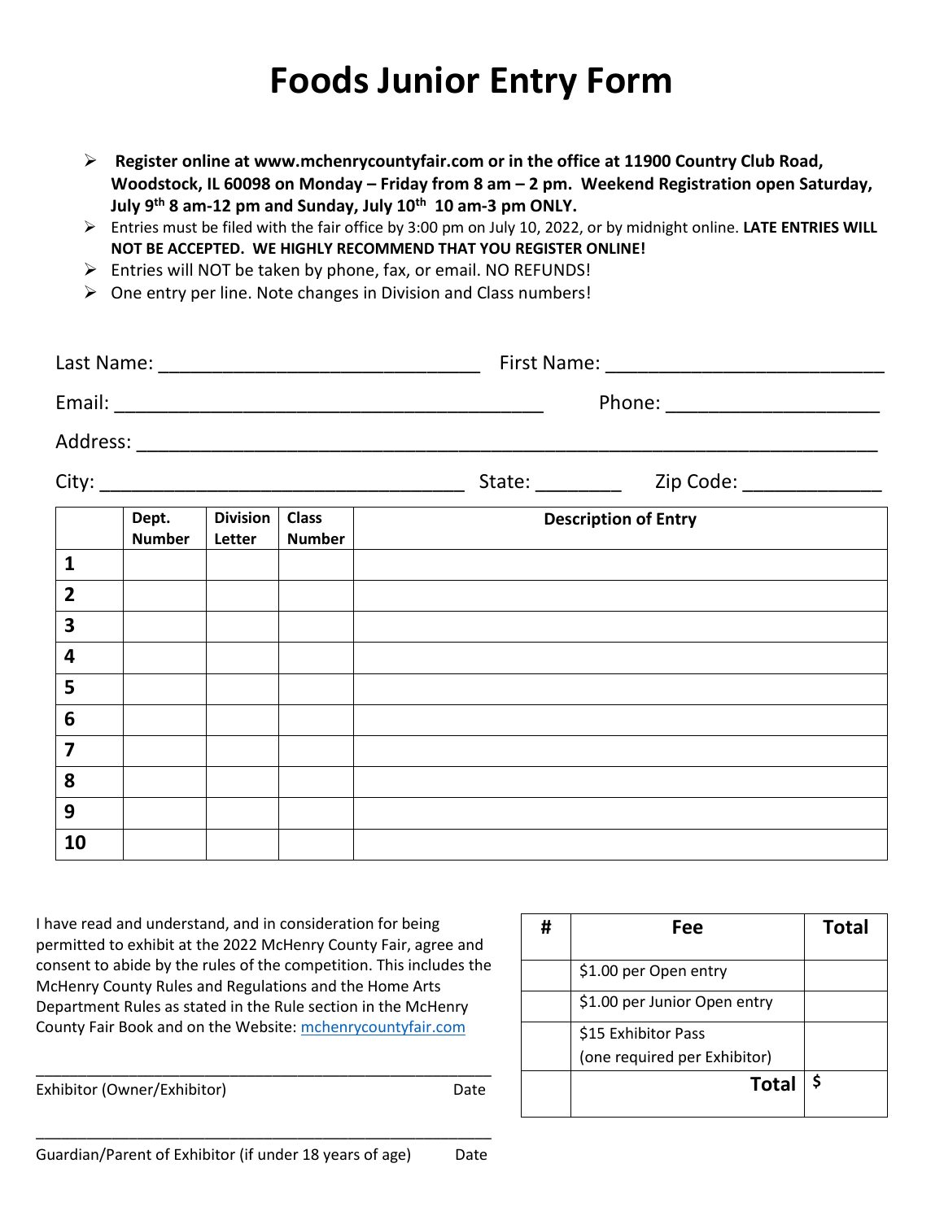# Foods Junior Entry Form

- **Register online at www.mchenrycountyfair.com or in the office at 11900 Country Club Road, Woodstock, IL 60098 on Monday – Friday from 8 am – 2 pm. Weekend Registration open Saturday, July 9th 8 am-12 pm and Sunday, July 10th 10 am-3 pm ONLY.**
- Entries must be filed with the fair office by 3:00 pm on July 10, 2022, or by midnight online. **LATE ENTRIES WILL NOT BE ACCEPTED. WE HIGHLY RECOMMEND THAT YOU REGISTER ONLINE!**
- Entries will NOT be taken by phone, fax, or email. NO REFUNDS!
- One entry per line. Note changes in Division and Class numbers!

Last Name: ______________________________ First Name: __________________________

Email: ________________________________________ Phone: ____________________

Address: ______________________________________________________________________

City: __________________________________ State: ________ Zip Code: _____________

| | Dept. Number | Division Letter | Class Number | Description of Entry |
|---|---|---|---|---|
| **1** | | | | |
| **2** | | | | |
| **3** | | | | |
| **4** | | | | |
| **5** | | | | |
| **6** | | | | |
| **7** | | | | |
| **8** | | | | |
| **9** | | | | |
| **10** | | | | |

I have read and understand, and in consideration for being permitted to exhibit at the 2022 McHenry County Fair, agree and consent to abide by the rules of the competition. This includes the McHenry County Rules and Regulations and the Home Arts Department Rules as stated in the Rule section in the McHenry County Fair Book and on the Website: mchenrycountyfair.com

_____________________________________________________

Exhibitor (Owner/Exhibitor) Date

_____________________________________________________

Guardian/Parent of Exhibitor (if under 18 years of age) Date

| # | Fee | Total |
|---|---|---|
| | $1.00 per Open entry | |
| | $1.00 per Junior Open entry | |
| | $15 Exhibitor Pass (one required per Exhibitor) | |
| | **Total** | $ |